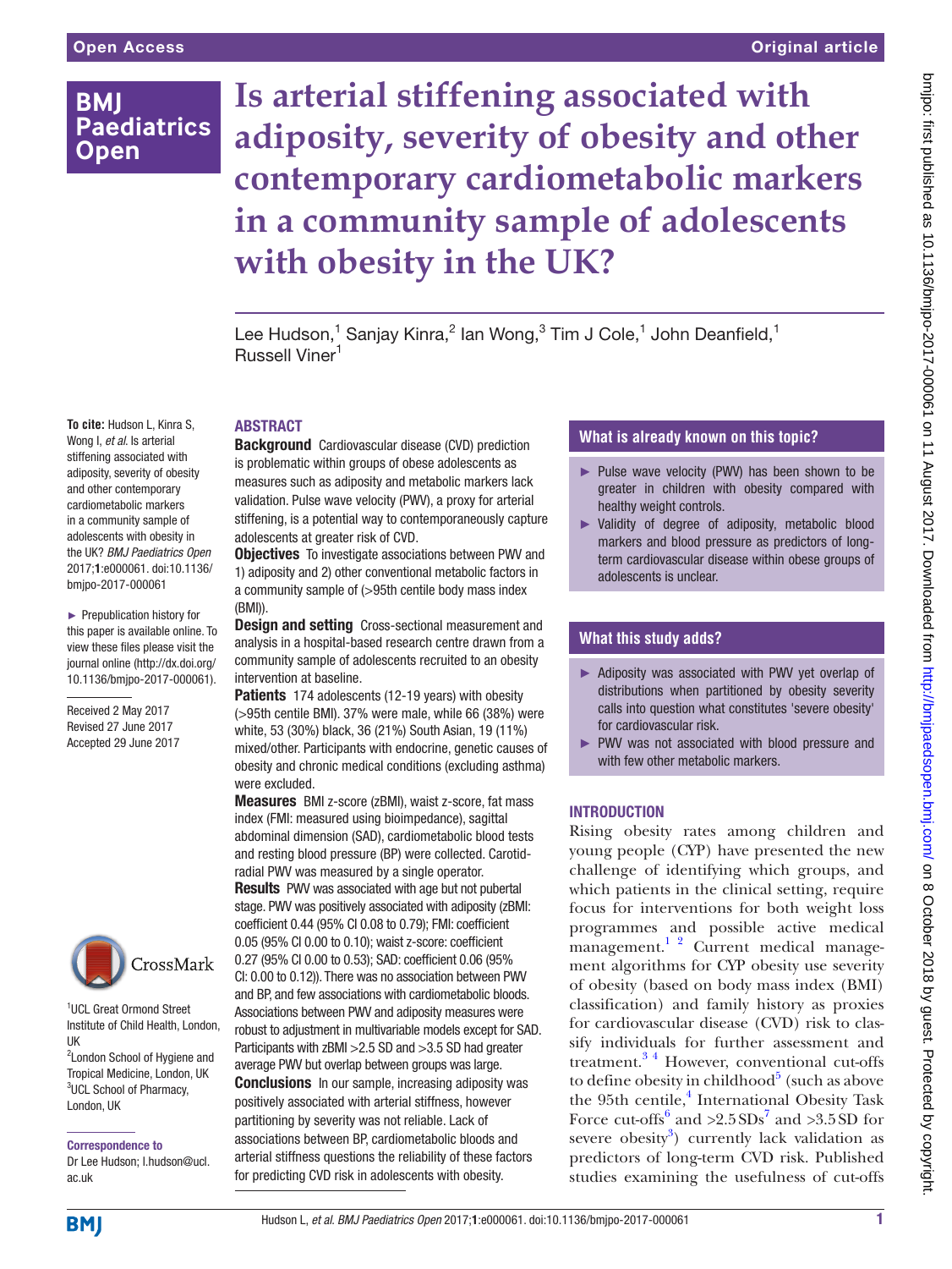# Is arterial stiffening associated with adiposity, severity of obesity and other contemporary cardiometabolic markers in a community sample of adolescents with obesity in the UK?

Lee Hudson,[1] Sanjay Kinra,[2] Ian Wong,[3] Tim J Cole,[1] John Deanfield,[1] Russell Viner[1]

**To cite:** Hudson L, Kinra S, Wong I, *et al*. Is arterial stiffening associated with adiposity, severity of obesity and other contemporary cardiometabolic markers in a community sample of adolescents with obesity in the UK? *BMJ Paediatrics Open* 2017;**1**:e000061. doi:10.1136/bmjpo-2017-000061

► Prepublication history for this paper is available online. To view these files please visit the journal online (http://dx.doi.org/10.1136/bmjpo-2017-000061).

Received 2 May 2017
Revised 27 June 2017
Accepted 29 June 2017

[1]UCL Great Ormond Street Institute of Child Health, London, UK
[2]London School of Hygiene and Tropical Medicine, London, UK
[3]UCL School of Pharmacy, London, UK

**Correspondence to**
Dr Lee Hudson; l.hudson@ucl.ac.uk

## ABSTRACT

**Background** Cardiovascular disease (CVD) prediction is problematic within groups of obese adolescents as measures such as adiposity and metabolic markers lack validation. Pulse wave velocity (PWV), a proxy for arterial stiffening, is a potential way to contemporaneously capture adolescents at greater risk of CVD.

**Objectives** To investigate associations between PWV and 1) adiposity and 2) other conventional metabolic factors in a community sample of (>95th centile body mass index (BMI)).

**Design and setting** Cross-sectional measurement and analysis in a hospital-based research centre drawn from a community sample of adolescents recruited to an obesity intervention at baseline.

**Patients** 174 adolescents (12-19 years) with obesity (>95th centile BMI). 37% were male, while 66 (38%) were white, 53 (30%) black, 36 (21%) South Asian, 19 (11%) mixed/other. Participants with endocrine, genetic causes of obesity and chronic medical conditions (excluding asthma) were excluded.

**Measures** BMI z-score (zBMI), waist z-score, fat mass index (FMI: measured using bioimpedance), sagittal abdominal dimension (SAD), cardiometabolic blood tests and resting blood pressure (BP) were collected. Carotid-radial PWV was measured by a single operator.

**Results** PWV was associated with age but not pubertal stage. PWV was positively associated with adiposity (zBMI: coefficient 0.44 (95% CI 0.08 to 0.79); FMI: coefficient 0.05 (95% CI 0.00 to 0.10); waist z-score: coefficient 0.27 (95% CI 0.00 to 0.53); SAD: coefficient 0.06 (95% CI: 0.00 to 0.12)). There was no association between PWV and BP, and few associations with cardiometabolic bloods. Associations between PWV and adiposity measures were robust to adjustment in multivariable models except for SAD. Participants with zBMI >2.5 SD and >3.5 SD had greater average PWV but overlap between groups was large.

**Conclusions** In our sample, increasing adiposity was positively associated with arterial stiffness, however partitioning by severity was not reliable. Lack of associations between BP, cardiometabolic bloods and arterial stiffness questions the reliability of these factors for predicting CVD risk in adolescents with obesity.

### What is already known on this topic?

- Pulse wave velocity (PWV) has been shown to be greater in children with obesity compared with healthy weight controls.
- Validity of degree of adiposity, metabolic blood markers and blood pressure as predictors of long-term cardiovascular disease within obese groups of adolescents is unclear.

### What this study adds?

- Adiposity was associated with PWV yet overlap of distributions when partitioned by obesity severity calls into question what constitutes 'severe obesity' for cardiovascular risk.
- PWV was not associated with blood pressure and with few other metabolic markers.

## INTRODUCTION

Rising obesity rates among children and young people (CYP) have presented the new challenge of identifying which groups, and which patients in the clinical setting, require focus for interventions for both weight loss programmes and possible active medical management.[1,2] Current medical management algorithms for CYP obesity use severity of obesity (based on body mass index (BMI) classification) and family history as proxies for cardiovascular disease (CVD) risk to classify individuals for further assessment and treatment.[3,4] However, conventional cut-offs to define obesity in childhood[5] (such as above the 95th centile,[4] International Obesity Task Force cut-offs[6] and >2.5 SDs[7] and >3.5 SD for severe obesity[3]) currently lack validation as predictors of long-term CVD risk. Published studies examining the usefulness of cut-offs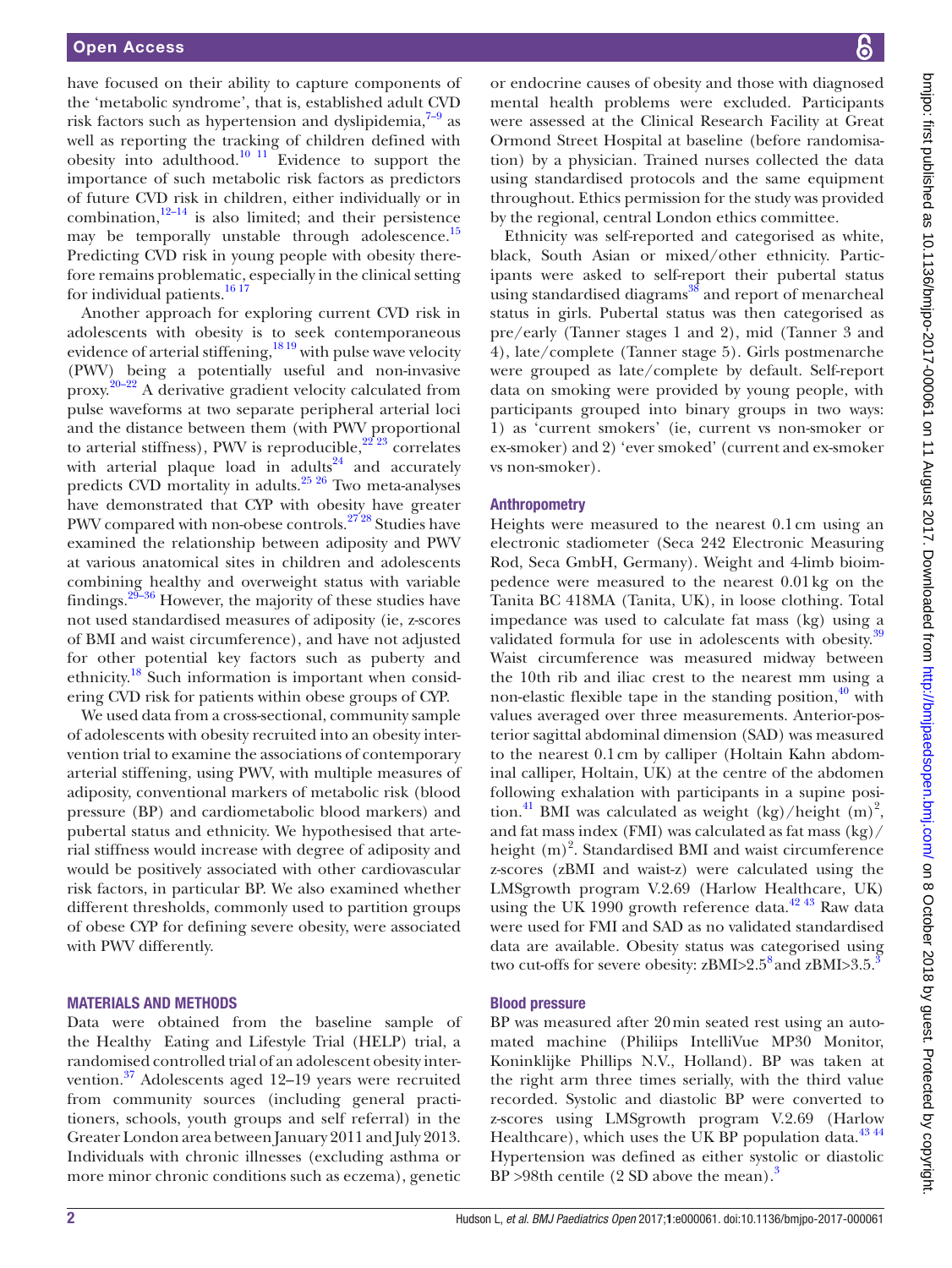have focused on their ability to capture components of the 'metabolic syndrome', that is, established adult CVD risk factors such as hypertension and dyslipidemia,[7–9] as well as reporting the tracking of children defined with obesity into adulthood.[10 11] Evidence to support the importance of such metabolic risk factors as predictors of future CVD risk in children, either individually or in combination,[12–14] is also limited; and their persistence may be temporally unstable through adolescence.[15] Predicting CVD risk in young people with obesity therefore remains problematic, especially in the clinical setting for individual patients.[16 17]

Another approach for exploring current CVD risk in adolescents with obesity is to seek contemporaneous evidence of arterial stiffening,[18 19] with pulse wave velocity (PWV) being a potentially useful and non-invasive proxy.[20–22] A derivative gradient velocity calculated from pulse waveforms at two separate peripheral arterial loci and the distance between them (with PWV proportional to arterial stiffness), PWV is reproducible,[22 23] correlates with arterial plaque load in adults[24] and accurately predicts CVD mortality in adults.[25 26] Two meta-analyses have demonstrated that CYP with obesity have greater PWV compared with non-obese controls.[27 28] Studies have examined the relationship between adiposity and PWV at various anatomical sites in children and adolescents combining healthy and overweight status with variable findings.[29–36] However, the majority of these studies have not used standardised measures of adiposity (ie, z-scores of BMI and waist circumference), and have not adjusted for other potential key factors such as puberty and ethnicity.[18] Such information is important when considering CVD risk for patients within obese groups of CYP.

We used data from a cross-sectional, community sample of adolescents with obesity recruited into an obesity intervention trial to examine the associations of contemporary arterial stiffening, using PWV, with multiple measures of adiposity, conventional markers of metabolic risk (blood pressure (BP) and cardiometabolic blood markers) and pubertal status and ethnicity. We hypothesised that arterial stiffness would increase with degree of adiposity and would be positively associated with other cardiovascular risk factors, in particular BP. We also examined whether different thresholds, commonly used to partition groups of obese CYP for defining severe obesity, were associated with PWV differently.

## MATERIALS AND METHODS

Data were obtained from the baseline sample of the Healthy Eating and Lifestyle Trial (HELP) trial, a randomised controlled trial of an adolescent obesity intervention.[37] Adolescents aged 12–19 years were recruited from community sources (including general practitioners, schools, youth groups and self referral) in the Greater London area between January 2011 and July 2013. Individuals with chronic illnesses (excluding asthma or more minor chronic conditions such as eczema), genetic or endocrine causes of obesity and those with diagnosed mental health problems were excluded. Participants were assessed at the Clinical Research Facility at Great Ormond Street Hospital at baseline (before randomisation) by a physician. Trained nurses collected the data using standardised protocols and the same equipment throughout. Ethics permission for the study was provided by the regional, central London ethics committee.

Ethnicity was self-reported and categorised as white, black, South Asian or mixed/other ethnicity. Participants were asked to self-report their pubertal status using standardised diagrams[38] and report of menarcheal status in girls. Pubertal status was then categorised as pre/early (Tanner stages 1 and 2), mid (Tanner 3 and 4), late/complete (Tanner stage 5). Girls postmenarche were grouped as late/complete by default. Self-report data on smoking were provided by young people, with participants grouped into binary groups in two ways: 1) as 'current smokers' (ie, current vs non-smoker or ex-smoker) and 2) 'ever smoked' (current and ex-smoker vs non-smoker).

### Anthropometry

Heights were measured to the nearest 0.1 cm using an electronic stadiometer (Seca 242 Electronic Measuring Rod, Seca GmbH, Germany). Weight and 4-limb bioimpedence were measured to the nearest 0.01 kg on the Tanita BC 418MA (Tanita, UK), in loose clothing. Total impedance was used to calculate fat mass (kg) using a validated formula for use in adolescents with obesity.[39] Waist circumference was measured midway between the 10th rib and iliac crest to the nearest mm using a non-elastic flexible tape in the standing position,[40] with values averaged over three measurements. Anterior-posterior sagittal abdominal dimension (SAD) was measured to the nearest 0.1 cm by calliper (Holtain Kahn abdominal calliper, Holtain, UK) at the centre of the abdomen following exhalation with participants in a supine position.[41] BMI was calculated as weight (kg)/height $(m)^2$, and fat mass index (FMI) was calculated as fat mass (kg)/height $(m)^2$. Standardised BMI and waist circumference z-scores (zBMI and waist-z) were calculated using the LMSgrowth program V.2.69 (Harlow Healthcare, UK) using the UK 1990 growth reference data.[42 43] Raw data were used for FMI and SAD as no validated standardised data are available. Obesity status was categorised using two cut-offs for severe obesity: zBMI>2.5[8] and zBMI>3.5.[3]

### Blood pressure

BP was measured after 20 min seated rest using an automated machine (Philiips IntelliVue MP30 Monitor, Koninklijke Phillips N.V., Holland). BP was taken at the right arm three times serially, with the third value recorded. Systolic and diastolic BP were converted to z-scores using LMSgrowth program V.2.69 (Harlow Healthcare), which uses the UK BP population data.[43 44] Hypertension was defined as either systolic or diastolic BP >98th centile (2 SD above the mean).[3]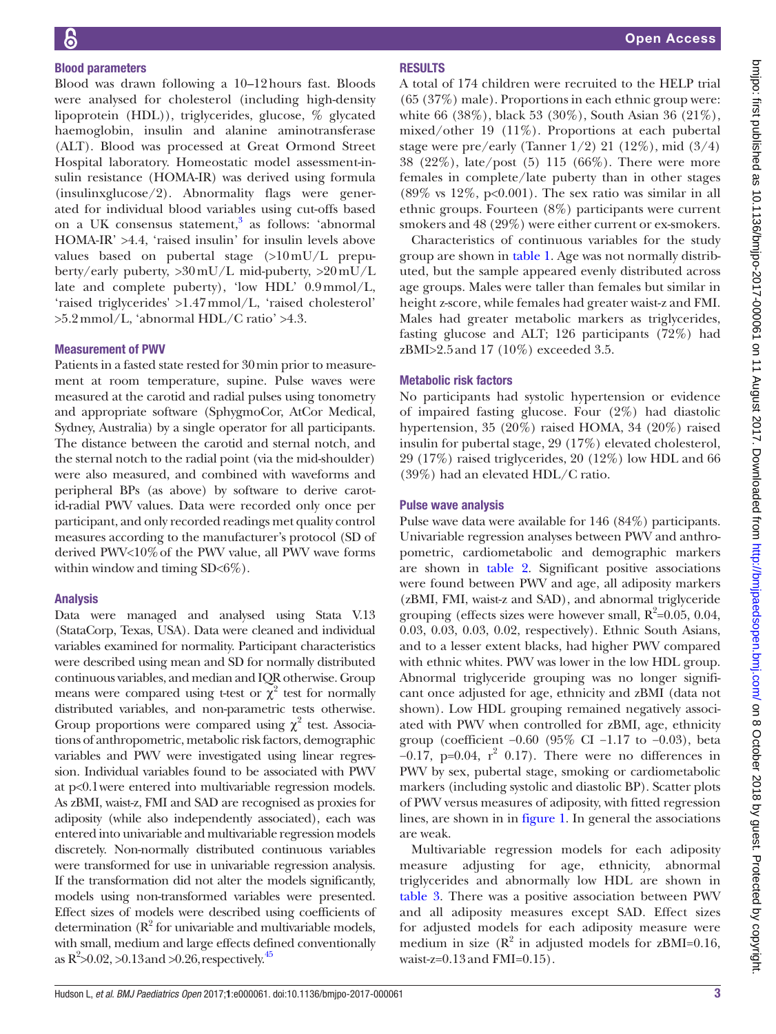### Blood parameters

Blood was drawn following a 10–12 hours fast. Bloods were analysed for cholesterol (including high-density lipoprotein (HDL)), triglycerides, glucose, % glycated haemoglobin, insulin and alanine aminotransferase (ALT). Blood was processed at Great Ormond Street Hospital laboratory. Homeostatic model assessment-insulin resistance (HOMA-IR) was derived using formula (insulinxglucose/2). Abnormality flags were generated for individual blood variables using cut-offs based on a UK consensus statement,[3] as follows: 'abnormal HOMA-IR' >4.4, 'raised insulin' for insulin levels above values based on pubertal stage (>10 mU/L prepuberty/early puberty, >30 mU/L mid-puberty, >20 mU/L late and complete puberty), 'low HDL' 0.9 mmol/L, 'raised triglycerides' >1.47 mmol/L, 'raised cholesterol' >5.2 mmol/L, 'abnormal HDL/C ratio' >4.3.

### Measurement of PWV

Patients in a fasted state rested for 30 min prior to measurement at room temperature, supine. Pulse waves were measured at the carotid and radial pulses using tonometry and appropriate software (SphygmoCor, AtCor Medical, Sydney, Australia) by a single operator for all participants. The distance between the carotid and sternal notch, and the sternal notch to the radial point (via the mid-shoulder) were also measured, and combined with waveforms and peripheral BPs (as above) by software to derive carotid-radial PWV values. Data were recorded only once per participant, and only recorded readings met quality control measures according to the manufacturer's protocol (SD of derived PWV<10% of the PWV value, all PWV wave forms within window and timing SD<6%).

### Analysis

Data were managed and analysed using Stata V.13 (StataCorp, Texas, USA). Data were cleaned and individual variables examined for normality. Participant characteristics were described using mean and SD for normally distributed continuous variables, and median and IQR otherwise. Group means were compared using t-test or $\chi^2$ test for normally distributed variables, and non-parametric tests otherwise. Group proportions were compared using $\chi^2$ test. Associations of anthropometric, metabolic risk factors, demographic variables and PWV were investigated using linear regression. Individual variables found to be associated with PWV at p<0.1 were entered into multivariable regression models. As zBMI, waist-z, FMI and SAD are recognised as proxies for adiposity (while also independently associated), each was entered into univariable and multivariable regression models discretely. Non-normally distributed continuous variables were transformed for use in univariable regression analysis. If the transformation did not alter the models significantly, models using non-transformed variables were presented. Effect sizes of models were described using coefficients of determination ($R^2$ for univariable and multivariable models, with small, medium and large effects defined conventionally as $R^2$>0.02, >0.13 and >0.26, respectively.[45]

## RESULTS

A total of 174 children were recruited to the HELP trial (65 (37%) male). Proportions in each ethnic group were: white 66 (38%), black 53 (30%), South Asian 36 (21%), mixed/other 19 (11%). Proportions at each pubertal stage were pre/early (Tanner 1/2) 21 (12%), mid (3/4) 38 (22%), late/post (5) 115 (66%). There were more females in complete/late puberty than in other stages (89% vs 12%, p<0.001). The sex ratio was similar in all ethnic groups. Fourteen (8%) participants were current smokers and 48 (29%) were either current or ex-smokers.

Characteristics of continuous variables for the study group are shown in table 1. Age was not normally distributed, but the sample appeared evenly distributed across age groups. Males were taller than females but similar in height z-score, while females had greater waist-z and FMI. Males had greater metabolic markers as triglycerides, fasting glucose and ALT; 126 participants (72%) had zBMI>2.5 and 17 (10%) exceeded 3.5.

### Metabolic risk factors

No participants had systolic hypertension or evidence of impaired fasting glucose. Four (2%) had diastolic hypertension, 35 (20%) raised HOMA, 34 (20%) raised insulin for pubertal stage, 29 (17%) elevated cholesterol, 29 (17%) raised triglycerides, 20 (12%) low HDL and 66 (39%) had an elevated HDL/C ratio.

### Pulse wave analysis

Pulse wave data were available for 146 (84%) participants. Univariable regression analyses between PWV and anthropometric, cardiometabolic and demographic markers are shown in table 2. Significant positive associations were found between PWV and age, all adiposity markers (zBMI, FMI, waist-z and SAD), and abnormal triglyceride grouping (effects sizes were however small, $R^2$=0.05, 0.04, 0.03, 0.03, 0.03, 0.02, respectively). Ethnic South Asians, and to a lesser extent blacks, had higher PWV compared with ethnic whites. PWV was lower in the low HDL group. Abnormal triglyceride grouping was no longer significant once adjusted for age, ethnicity and zBMI (data not shown). Low HDL grouping remained negatively associated with PWV when controlled for zBMI, age, ethnicity group (coefficient −0.60 (95% CI −1.17 to −0.03), beta −0.17, p=0.04, $r^2$ 0.17). There were no differences in PWV by sex, pubertal stage, smoking or cardiometabolic markers (including systolic and diastolic BP). Scatter plots of PWV versus measures of adiposity, with fitted regression lines, are shown in in figure 1. In general the associations are weak.

Multivariable regression models for each adiposity measure adjusting for age, ethnicity, abnormal triglycerides and abnormally low HDL are shown in table 3. There was a positive association between PWV and all adiposity measures except SAD. Effect sizes for adjusted models for each adiposity measure were medium in size ($R^2$ in adjusted models for zBMI=0.16, waist-z=0.13 and FMI=0.15).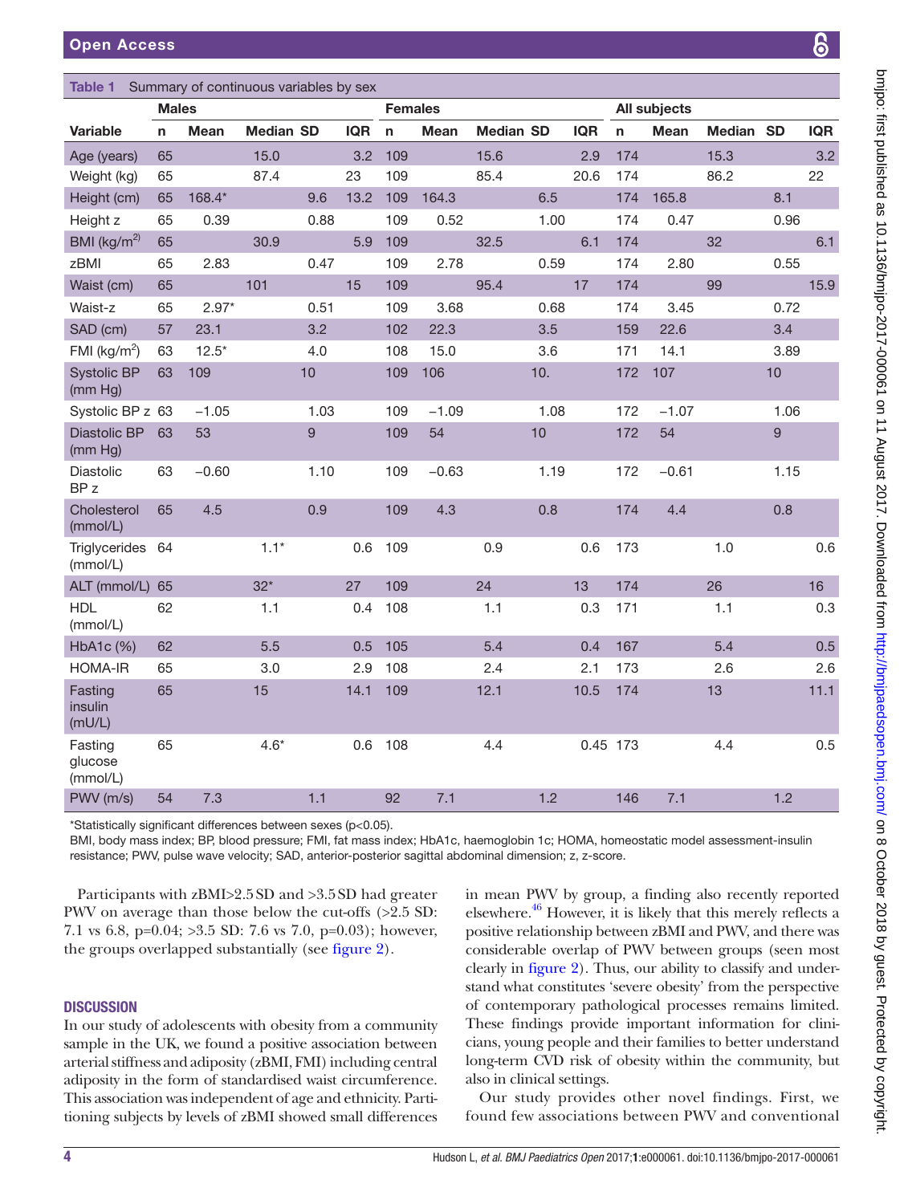Table 1 Summary of continuous variables by sex

| | Males | | | | | Females | | | | | All subjects | | | | |
|---|---|---|---|---|---|---|---|---|---|---|---|---|---|---|---|
| Variable | n | Mean | Median | SD | IQR | n | Mean | Median | SD | IQR | n | Mean | Median | SD | IQR |
| Age (years) | 65 | | 15.0 | | 3.2 | 109 | | 15.6 | | 2.9 | 174 | | 15.3 | | 3.2 |
| Weight (kg) | 65 | | 87.4 | | 23 | 109 | | 85.4 | | 20.6 | 174 | | 86.2 | | 22 |
| Height (cm) | 65 | 168.4* | | 9.6 | 13.2 | 109 | 164.3 | | 6.5 | | 174 | 165.8 | | 8.1 | |
| Height z | 65 | 0.39 | | 0.88 | | 109 | 0.52 | | 1.00 | | 174 | 0.47 | | 0.96 | |
| BMI (kg/m$^2$) | 65 | | 30.9 | | 5.9 | 109 | | 32.5 | | 6.1 | 174 | | 32 | | 6.1 |
| zBMI | 65 | 2.83 | | 0.47 | | 109 | 2.78 | | 0.59 | | 174 | 2.80 | | 0.55 | |
| Waist (cm) | 65 | | 101 | | 15 | 109 | | 95.4 | | 17 | 174 | | 99 | | 15.9 |
| Waist-z | 65 | 2.97* | | 0.51 | | 109 | 3.68 | | 0.68 | | 174 | 3.45 | | 0.72 | |
| SAD (cm) | 57 | 23.1 | | 3.2 | | 102 | 22.3 | | 3.5 | | 159 | 22.6 | | 3.4 | |
| FMI (kg/m$^2$) | 63 | 12.5* | | 4.0 | | 108 | 15.0 | | 3.6 | | 171 | 14.1 | | 3.89 | |
| Systolic BP (mm Hg) | 63 | 109 | | 10 | | 109 | 106 | | 10. | | 172 | 107 | | 10 | |
| Systolic BP z | 63 | −1.05 | | 1.03 | | 109 | −1.09 | | 1.08 | | 172 | −1.07 | | 1.06 | |
| Diastolic BP (mm Hg) | 63 | 53 | | 9 | | 109 | 54 | | 10 | | 172 | 54 | | 9 | |
| Diastolic BP z | 63 | −0.60 | | 1.10 | | 109 | −0.63 | | 1.19 | | 172 | −0.61 | | 1.15 | |
| Cholesterol (mmol/L) | 65 | 4.5 | | 0.9 | | 109 | 4.3 | | 0.8 | | 174 | 4.4 | | 0.8 | |
| Triglycerides (mmol/L) | 64 | | 1.1* | | 0.6 | 109 | | 0.9 | | 0.6 | 173 | | 1.0 | | 0.6 |
| ALT (mmol/L) | 65 | | 32* | | 27 | 109 | | 24 | | 13 | 174 | | 26 | | 16 |
| HDL (mmol/L) | 62 | | 1.1 | | 0.4 | 108 | | 1.1 | | 0.3 | 171 | | 1.1 | | 0.3 |
| HbA1c (%) | 62 | | 5.5 | | 0.5 | 105 | | 5.4 | | 0.4 | 167 | | 5.4 | | 0.5 |
| HOMA-IR | 65 | | 3.0 | | 2.9 | 108 | | 2.4 | | 2.1 | 173 | | 2.6 | | 2.6 |
| Fasting insulin (mU/L) | 65 | | 15 | | 14.1 | 109 | | 12.1 | | 10.5 | 174 | | 13 | | 11.1 |
| Fasting glucose (mmol/L) | 65 | | 4.6* | | 0.6 | 108 | | 4.4 | | 0.45 | 173 | | 4.4 | | 0.5 |
| PWV (m/s) | 54 | 7.3 | | 1.1 | | 92 | 7.1 | | 1.2 | | 146 | 7.1 | | 1.2 | |

*Statistically significant differences between sexes (p<0.05).

BMI, body mass index; BP, blood pressure; FMI, fat mass index; HbA1c, haemoglobin 1c; HOMA, homeostatic model assessment-insulin resistance; PWV, pulse wave velocity; SAD, anterior-posterior sagittal abdominal dimension; z, z-score.

Participants with zBMI>2.5 SD and >3.5 SD had greater PWV on average than those below the cut-offs (>2.5 SD: 7.1 vs 6.8, p=0.04; >3.5 SD: 7.6 vs 7.0, p=0.03); however, the groups overlapped substantially (see figure 2).

## DISCUSSION

In our study of adolescents with obesity from a community sample in the UK, we found a positive association between arterial stiffness and adiposity (zBMI, FMI) including central adiposity in the form of standardised waist circumference. This association was independent of age and ethnicity. Partitioning subjects by levels of zBMI showed small differences in mean PWV by group, a finding also recently reported elsewhere.[46] However, it is likely that this merely reflects a positive relationship between zBMI and PWV, and there was considerable overlap of PWV between groups (seen most clearly in figure 2). Thus, our ability to classify and understand what constitutes 'severe obesity' from the perspective of contemporary pathological processes remains limited. These findings provide important information for clinicians, young people and their families to better understand long-term CVD risk of obesity within the community, but also in clinical settings.

Our study provides other novel findings. First, we found few associations between PWV and conventional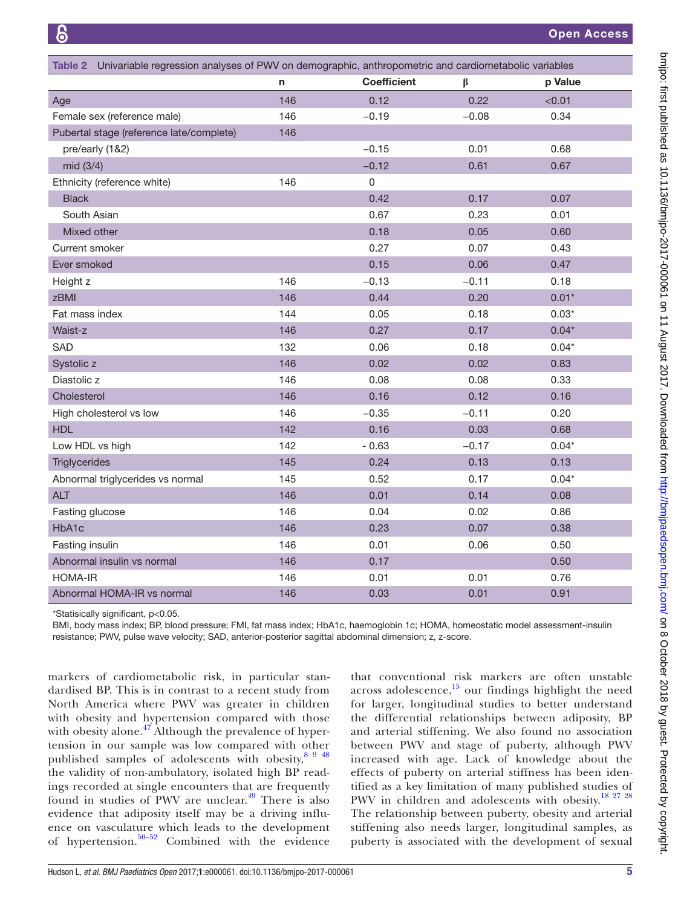**Table 2** Univariable regression analyses of PWV on demographic, anthropometric and cardiometabolic variables

| | n | Coefficient | β | p Value |
|---|---|---|---|---|
| Age | 146 | 0.12 | 0.22 | <0.01 |
| Female sex (reference male) | 146 | −0.19 | −0.08 | 0.34 |
| Pubertal stage (reference late/complete) | 146 | | | |
| pre/early (1&2) | | −0.15 | 0.01 | 0.68 |
| mid (3/4) | | −0.12 | 0.61 | 0.67 |
| Ethnicity (reference white) | 146 | 0 | | |
| Black | | 0.42 | 0.17 | 0.07 |
| South Asian | | 0.67 | 0.23 | 0.01 |
| Mixed other | | 0.18 | 0.05 | 0.60 |
| Current smoker | | 0.27 | 0.07 | 0.43 |
| Ever smoked | | 0.15 | 0.06 | 0.47 |
| Height z | 146 | −0.13 | −0.11 | 0.18 |
| zBMI | 146 | 0.44 | 0.20 | 0.01* |
| Fat mass index | 144 | 0.05 | 0.18 | 0.03* |
| Waist-z | 146 | 0.27 | 0.17 | 0.04* |
| SAD | 132 | 0.06 | 0.18 | 0.04* |
| Systolic z | 146 | 0.02 | 0.02 | 0.83 |
| Diastolic z | 146 | 0.08 | 0.08 | 0.33 |
| Cholesterol | 146 | 0.16 | 0.12 | 0.16 |
| High cholesterol vs low | 146 | −0.35 | −0.11 | 0.20 |
| HDL | 142 | 0.16 | 0.03 | 0.68 |
| Low HDL vs high | 142 | - 0.63 | −0.17 | 0.04* |
| Triglycerides | 145 | 0.24 | 0.13 | 0.13 |
| Abnormal triglycerides vs normal | 145 | 0.52 | 0.17 | 0.04* |
| ALT | 146 | 0.01 | 0.14 | 0.08 |
| Fasting glucose | 146 | 0.04 | 0.02 | 0.86 |
| HbA1c | 146 | 0.23 | 0.07 | 0.38 |
| Fasting insulin | 146 | 0.01 | 0.06 | 0.50 |
| Abnormal insulin vs normal | 146 | 0.17 | | 0.50 |
| HOMA-IR | 146 | 0.01 | 0.01 | 0.76 |
| Abnormal HOMA-IR vs normal | 146 | 0.03 | 0.01 | 0.91 |

*Statisically significant, p<0.05.

BMI, body mass index; BP, blood pressure; FMI, fat mass index; HbA1c, haemoglobin 1c; HOMA, homeostatic model assessment-insulin resistance; PWV, pulse wave velocity; SAD, anterior-posterior sagittal abdominal dimension; z, z-score.

markers of cardiometabolic risk, in particular standardised BP. This is in contrast to a recent study from North America where PWV was greater in children with obesity and hypertension compared with those with obesity alone.[47] Although the prevalence of hypertension in our sample was low compared with other published samples of adolescents with obesity,[8 9 48] the validity of non-ambulatory, isolated high BP readings recorded at single encounters that are frequently found in studies of PWV are unclear.[49] There is also evidence that adiposity itself may be a driving influence on vasculature which leads to the development of hypertension.[50–52] Combined with the evidence that conventional risk markers are often unstable across adolescence,[15] our findings highlight the need for larger, longitudinal studies to better understand the differential relationships between adiposity, BP and arterial stiffening. We also found no association between PWV and stage of puberty, although PWV increased with age. Lack of knowledge about the effects of puberty on arterial stiffness has been identified as a key limitation of many published studies of PWV in children and adolescents with obesity.[18 27 28] The relationship between puberty, obesity and arterial stiffening also needs larger, longitudinal samples, as puberty is associated with the development of sexual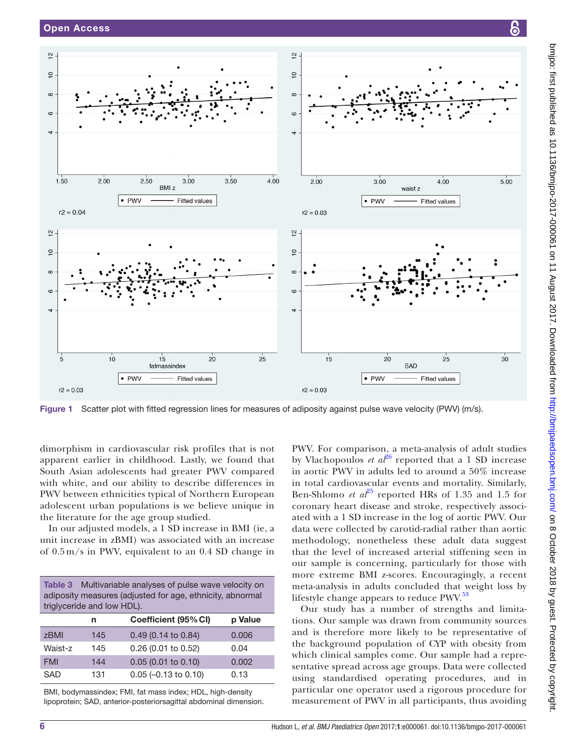Figure 1 Scatter plot with fitted regression lines for measures of adiposity against pulse wave velocity (PWV) (m/s).

dimorphism in cardiovascular risk profiles that is not apparent earlier in childhood. Lastly, we found that South Asian adolescents had greater PWV compared with white, and our ability to describe differences in PWV between ethnicities typical of Northern European adolescent urban populations is we believe unique in the literature for the age group studied.

In our adjusted models, a 1 SD increase in BMI (ie, a unit increase in zBMI) was associated with an increase of 0.5 m/s in PWV, equivalent to an 0.4 SD change in PWV. For comparison, a meta-analysis of adult studies by Vlachopoulos *et al*[26] reported that a 1 SD increase in aortic PWV in adults led to around a 50% increase in total cardiovascular events and mortality. Similarly, Ben-Shlomo *et al*[25] reported HRs of 1.35 and 1.5 for coronary heart disease and stroke, respectively associated with a 1 SD increase in the log of aortic PWV. Our data were collected by carotid-radial rather than aortic methodology, nonetheless these adult data suggest that the level of increased arterial stiffening seen in our sample is concerning, particularly for those with more extreme BMI z-scores. Encouragingly, a recent meta-analysis in adults concluded that weight loss by lifestyle change appears to reduce PWV.[53]

Our study has a number of strengths and limitations. Our sample was drawn from community sources and is therefore more likely to be representative of the background population of CYP with obesity from which clinical samples come. Our sample had a representative spread across age groups. Data were collected using standardised operating procedures, and in particular one operator used a rigorous procedure for measurement of PWV in all participants, thus avoiding

**Table 3** Multivariable analyses of pulse wave velocity on adiposity measures (adjusted for age, ethnicity, abnormal triglyceride and low HDL).

| | n | Coefficient (95% CI) | p Value |
|---|---|---|---|
| zBMI | 145 | 0.49 (0.14 to 0.84) | 0.006 |
| Waist-z | 145 | 0.26 (0.01 to 0.52) | 0.04 |
| FMI | 144 | 0.05 (0.01 to 0.10) | 0.002 |
| SAD | 131 | 0.05 (–0.13 to 0.10) | 0.13 |

BMI, bodymassindex; FMI, fat mass index; HDL, high-density lipoprotein; SAD, anterior-posteriorsagittal abdominal dimension.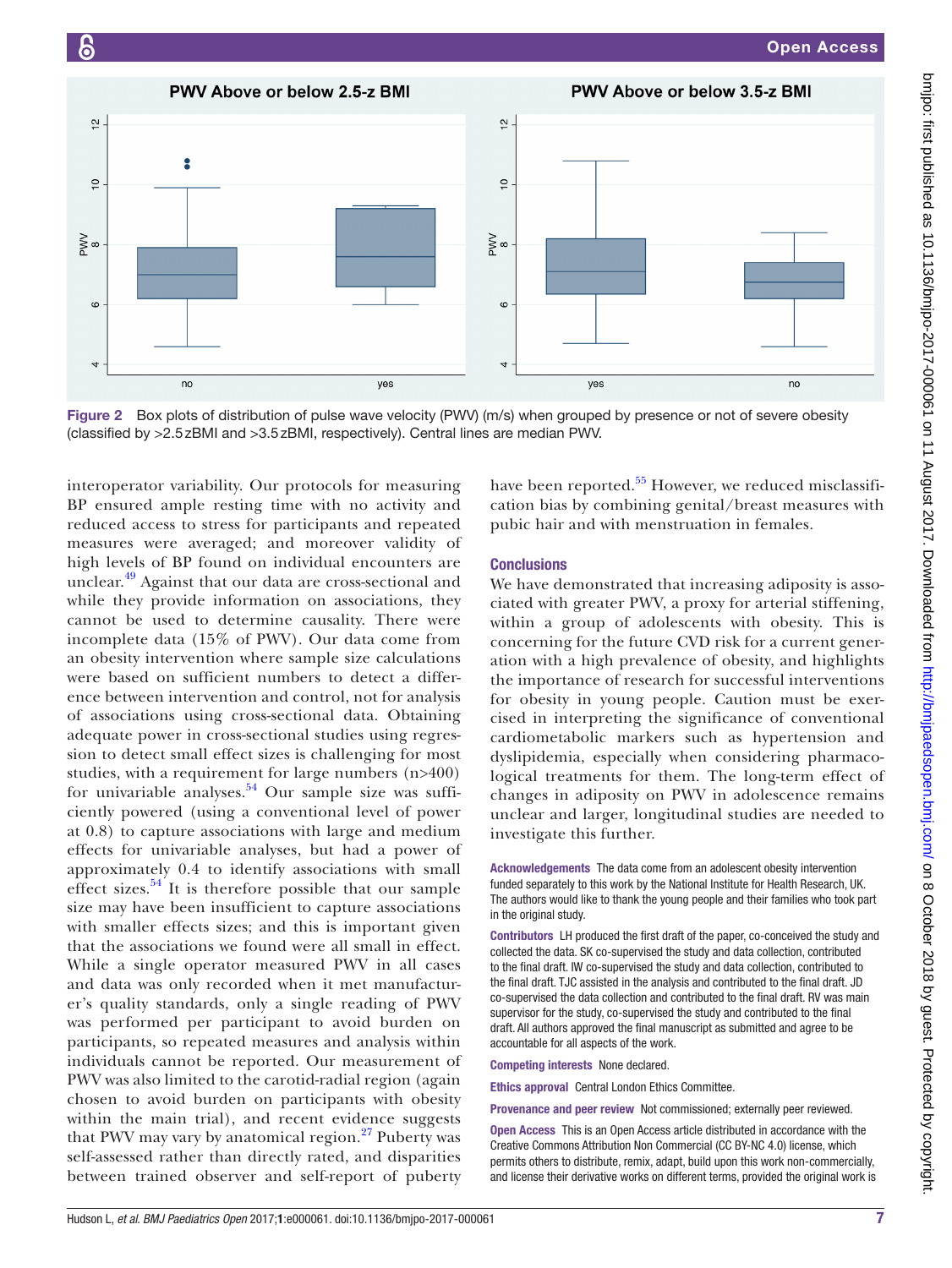PWV Above or below 2.5-z BMI

PWV

12

10

8

6

4

no

yes

PWV Above or below 3.5-z BMI

PWV

12

10

8

6

4

yes

no

Figure 2 Box plots of distribution of pulse wave velocity (PWV) (m/s) when grouped by presence or not of severe obesity (classified by >2.5 zBMI and >3.5 zBMI, respectively). Central lines are median PWV.

interoperator variability. Our protocols for measuring BP ensured ample resting time with no activity and reduced access to stress for participants and repeated measures were averaged; and moreover validity of high levels of BP found on individual encounters are unclear.[49] Against that our data are cross-sectional and while they provide information on associations, they cannot be used to determine causality. There were incomplete data (15% of PWV). Our data come from an obesity intervention where sample size calculations were based on sufficient numbers to detect a difference between intervention and control, not for analysis of associations using cross-sectional data. Obtaining adequate power in cross-sectional studies using regression to detect small effect sizes is challenging for most studies, with a requirement for large numbers (n>400) for univariable analyses.[54] Our sample size was sufficiently powered (using a conventional level of power at 0.8) to capture associations with large and medium effects for univariable analyses, but had a power of approximately 0.4 to identify associations with small effect sizes.[54] It is therefore possible that our sample size may have been insufficient to capture associations with smaller effects sizes; and this is important given that the associations we found were all small in effect. While a single operator measured PWV in all cases and data was only recorded when it met manufacturer's quality standards, only a single reading of PWV was performed per participant to avoid burden on participants, so repeated measures and analysis within individuals cannot be reported. Our measurement of PWV was also limited to the carotid-radial region (again chosen to avoid burden on participants with obesity within the main trial), and recent evidence suggests that PWV may vary by anatomical region.[27] Puberty was self-assessed rather than directly rated, and disparities between trained observer and self-report of puberty have been reported.[55] However, we reduced misclassification bias by combining genital/breast measures with pubic hair and with menstruation in females.

## Conclusions

We have demonstrated that increasing adiposity is associated with greater PWV, a proxy for arterial stiffening, within a group of adolescents with obesity. This is concerning for the future CVD risk for a current generation with a high prevalence of obesity, and highlights the importance of research for successful interventions for obesity in young people. Caution must be exercised in interpreting the significance of conventional cardiometabolic markers such as hypertension and dyslipidemia, especially when considering pharmacological treatments for them. The long-term effect of changes in adiposity on PWV in adolescence remains unclear and larger, longitudinal studies are needed to investigate this further.

**Acknowledgements** The data come from an adolescent obesity intervention funded separately to this work by the National Institute for Health Research, UK. The authors would like to thank the young people and their families who took part in the original study.

**Contributors** LH produced the first draft of the paper, co-conceived the study and collected the data. SK co-supervised the study and data collection, contributed to the final draft. IW co-supervised the study and data collection, contributed to the final draft. TJC assisted in the analysis and contributed to the final draft. JD co-supervised the data collection and contributed to the final draft. RV was main supervisor for the study, co-supervised the study and contributed to the final draft. All authors approved the final manuscript as submitted and agree to be accountable for all aspects of the work.

**Competing interests** None declared.

**Ethics approval** Central London Ethics Committee.

**Provenance and peer review** Not commissioned; externally peer reviewed.

**Open Access** This is an Open Access article distributed in accordance with the Creative Commons Attribution Non Commercial (CC BY-NC 4.0) license, which permits others to distribute, remix, adapt, build upon this work non-commercially, and license their derivative works on different terms, provided the original work is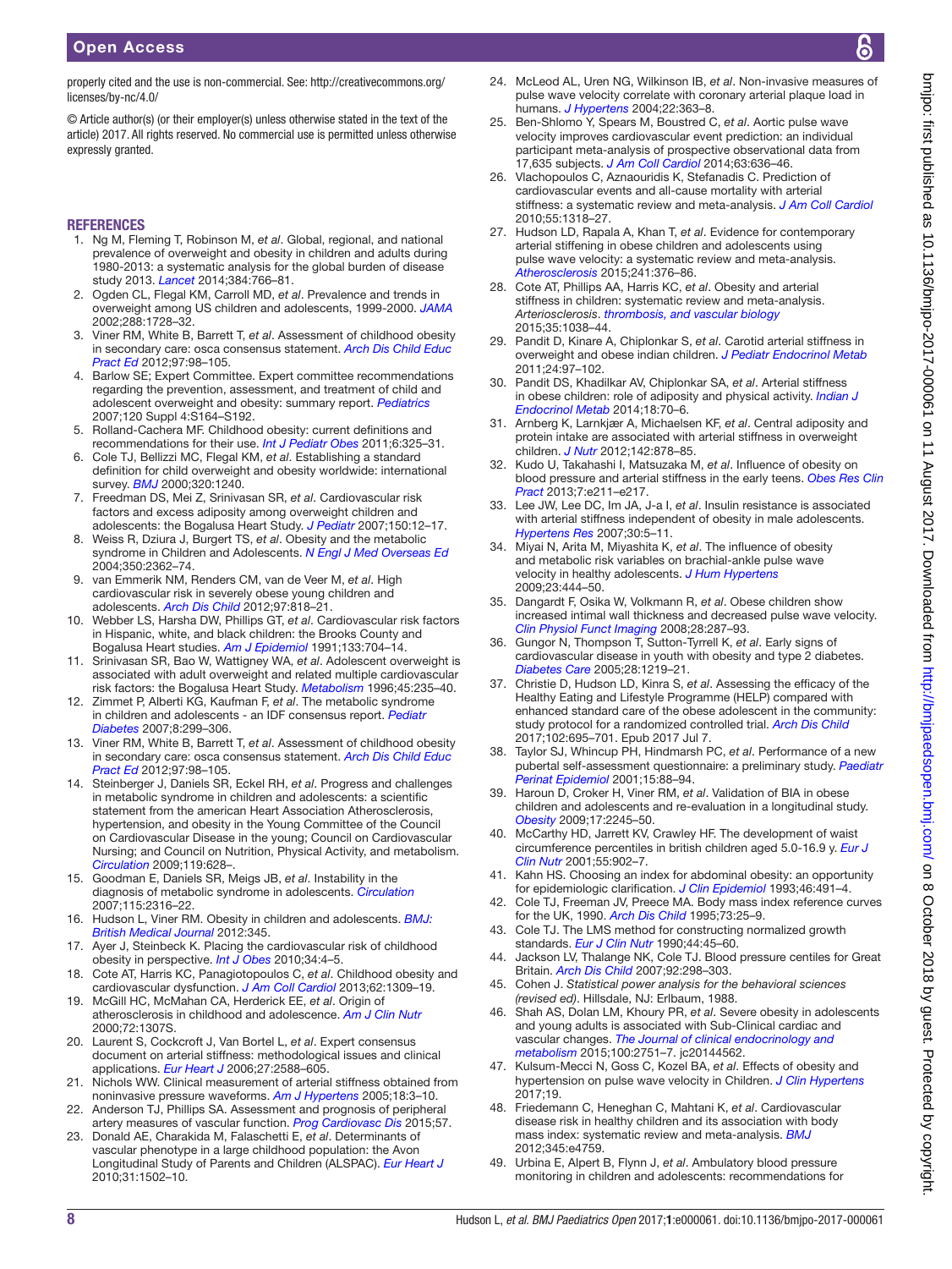properly cited and the use is non-commercial. See: http://creativecommons.org/licenses/by-nc/4.0/

© Article author(s) (or their employer(s) unless otherwise stated in the text of the article) 2017. All rights reserved. No commercial use is permitted unless otherwise expressly granted.

## REFERENCES

1. Ng M, Fleming T, Robinson M, *et al*. Global, regional, and national prevalence of overweight and obesity in children and adults during 1980-2013: a systematic analysis for the global burden of disease study 2013. *Lancet* 2014;384:766–81.
2. Ogden CL, Flegal KM, Carroll MD, *et al*. Prevalence and trends in overweight among US children and adolescents, 1999-2000. *JAMA* 2002;288:1728–32.
3. Viner RM, White B, Barrett T, *et al*. Assessment of childhood obesity in secondary care: osca consensus statement. *Arch Dis Child Educ Pract Ed* 2012;97:98–105.
4. Barlow SE; Expert Committee. Expert committee recommendations regarding the prevention, assessment, and treatment of child and adolescent overweight and obesity: summary report. *Pediatrics* 2007;120 Suppl 4:S164–S192.
5. Rolland-Cachera MF. Childhood obesity: current definitions and recommendations for their use. *Int J Pediatr Obes* 2011;6:325–31.
6. Cole TJ, Bellizzi MC, Flegal KM, *et al*. Establishing a standard definition for child overweight and obesity worldwide: international survey. *BMJ* 2000;320:1240.
7. Freedman DS, Mei Z, Srinivasan SR, *et al*. Cardiovascular risk factors and excess adiposity among overweight children and adolescents: the Bogalusa Heart Study. *J Pediatr* 2007;150:12–17.
8. Weiss R, Dziura J, Burgert TS, *et al*. Obesity and the metabolic syndrome in Children and Adolescents. *N Engl J Med Overseas Ed* 2004;350:2362–74.
9. van Emmerik NM, Renders CM, van de Veer M, *et al*. High cardiovascular risk in severely obese young children and adolescents. *Arch Dis Child* 2012;97:818–21.
10. Webber LS, Harsha DW, Phillips GT, *et al*. Cardiovascular risk factors in Hispanic, white, and black children: the Brooks County and Bogalusa Heart studies. *Am J Epidemiol* 1991;133:704–14.
11. Srinivasan SR, Bao W, Wattigney WA, *et al*. Adolescent overweight is associated with adult overweight and related multiple cardiovascular risk factors: the Bogalusa Heart Study. *Metabolism* 1996;45:235–40.
12. Zimmet P, Alberti KG, Kaufman F, *et al*. The metabolic syndrome in children and adolescents - an IDF consensus report. *Pediatr Diabetes* 2007;8:299–306.
13. Viner RM, White B, Barrett T, *et al*. Assessment of childhood obesity in secondary care: osca consensus statement. *Arch Dis Child Educ Pract Ed* 2012;97:98–105.
14. Steinberger J, Daniels SR, Eckel RH, *et al*. Progress and challenges in metabolic syndrome in children and adolescents: a scientific statement from the american Heart Association Atherosclerosis, hypertension, and obesity in the Young Committee of the Council on Cardiovascular Disease in the young; Council on Cardiovascular Nursing; and Council on Nutrition, Physical Activity, and metabolism. *Circulation* 2009;119:628–.
15. Goodman E, Daniels SR, Meigs JB, *et al*. Instability in the diagnosis of metabolic syndrome in adolescents. *Circulation* 2007;115:2316–22.
16. Hudson L, Viner RM. Obesity in children and adolescents. *BMJ: British Medical Journal* 2012:345.
17. Ayer J, Steinbeck K. Placing the cardiovascular risk of childhood obesity in perspective. *Int J Obes* 2010;34:4–5.
18. Cote AT, Harris KC, Panagiotopoulos C, *et al*. Childhood obesity and cardiovascular dysfunction. *J Am Coll Cardiol* 2013;62:1309–19.
19. McGill HC, McMahan CA, Herderick EE, *et al*. Origin of atherosclerosis in childhood and adolescence. *Am J Clin Nutr* 2000;72:1307S.
20. Laurent S, Cockcroft J, Van Bortel L, *et al*. Expert consensus document on arterial stiffness: methodological issues and clinical applications. *Eur Heart J* 2006;27:2588–605.
21. Nichols WW. Clinical measurement of arterial stiffness obtained from noninvasive pressure waveforms. *Am J Hypertens* 2005;18:3–10.
22. Anderson TJ, Phillips SA. Assessment and prognosis of peripheral artery measures of vascular function. *Prog Cardiovasc Dis* 2015;57.
23. Donald AE, Charakida M, Falaschetti E, *et al*. Determinants of vascular phenotype in a large childhood population: the Avon Longitudinal Study of Parents and Children (ALSPAC). *Eur Heart J* 2010;31:1502–10.
24. McLeod AL, Uren NG, Wilkinson IB, *et al*. Non-invasive measures of pulse wave velocity correlate with coronary arterial plaque load in humans. *J Hypertens* 2004;22:363–8.
25. Ben-Shlomo Y, Spears M, Boustred C, *et al*. Aortic pulse wave velocity improves cardiovascular event prediction: an individual participant meta-analysis of prospective observational data from 17,635 subjects. *J Am Coll Cardiol* 2014;63:636–46.
26. Vlachopoulos C, Aznaouridis K, Stefanadis C. Prediction of cardiovascular events and all-cause mortality with arterial stiffness: a systematic review and meta-analysis. *J Am Coll Cardiol* 2010;55:1318–27.
27. Hudson LD, Rapala A, Khan T, *et al*. Evidence for contemporary arterial stiffening in obese children and adolescents using pulse wave velocity: a systematic review and meta-analysis. *Atherosclerosis* 2015;241:376–86.
28. Cote AT, Phillips AA, Harris KC, *et al*. Obesity and arterial stiffness in children: systematic review and meta-analysis. *Arteriosclerosis*. *thrombosis, and vascular biology* 2015;35:1038–44.
29. Pandit D, Kinare A, Chiplonkar S, *et al*. Carotid arterial stiffness in overweight and obese indian children. *J Pediatr Endocrinol Metab* 2011;24:97–102.
30. Pandit DS, Khadilkar AV, Chiplonkar SA, *et al*. Arterial stiffness in obese children: role of adiposity and physical activity. *Indian J Endocrinol Metab* 2014;18:70–6.
31. Arnberg K, Larnkjær A, Michaelsen KF, *et al*. Central adiposity and protein intake are associated with arterial stiffness in overweight children. *J Nutr* 2012;142:878–85.
32. Kudo U, Takahashi I, Matsuzaka M, *et al*. Influence of obesity on blood pressure and arterial stiffness in the early teens. *Obes Res Clin Pract* 2013;7:e211–e217.
33. Lee JW, Lee DC, Im JA, J-a I, *et al*. Insulin resistance is associated with arterial stiffness independent of obesity in male adolescents. *Hypertens Res* 2007;30:5–11.
34. Miyai N, Arita M, Miyashita K, *et al*. The influence of obesity and metabolic risk variables on brachial-ankle pulse wave velocity in healthy adolescents. *J Hum Hypertens* 2009;23:444–50.
35. Dangardt F, Osika W, Volkmann R, *et al*. Obese children show increased intimal wall thickness and decreased pulse wave velocity. *Clin Physiol Funct Imaging* 2008;28:287–93.
36. Gungor N, Thompson T, Sutton-Tyrrell K, *et al*. Early signs of cardiovascular disease in youth with obesity and type 2 diabetes. *Diabetes Care* 2005;28:1219–21.
37. Christie D, Hudson LD, Kinra S, *et al*. Assessing the efficacy of the Healthy Eating and Lifestyle Programme (HELP) compared with enhanced standard care of the obese adolescent in the community: study protocol for a randomized controlled trial. *Arch Dis Child* 2017;102:695–701. Epub 2017 Jul 7.
38. Taylor SJ, Whincup PH, Hindmarsh PC, *et al*. Performance of a new pubertal self-assessment questionnaire: a preliminary study. *Paediatr Perinat Epidemiol* 2001;15:88–94.
39. Haroun D, Croker H, Viner RM, *et al*. Validation of BIA in obese children and adolescents and re-evaluation in a longitudinal study. *Obesity* 2009;17:2245–50.
40. McCarthy HD, Jarrett KV, Crawley HF. The development of waist circumference percentiles in british children aged 5.0-16.9 y. *Eur J Clin Nutr* 2001;55:902–7.
41. Kahn HS. Choosing an index for abdominal obesity: an opportunity for epidemiologic clarification. *J Clin Epidemiol* 1993;46:491–4.
42. Cole TJ, Freeman JV, Preece MA. Body mass index reference curves for the UK, 1990. *Arch Dis Child* 1995;73:25–9.
43. Cole TJ. The LMS method for constructing normalized growth standards. *Eur J Clin Nutr* 1990;44:45–60.
44. Jackson LV, Thalange NK, Cole TJ. Blood pressure centiles for Great Britain. *Arch Dis Child* 2007;92:298–303.
45. Cohen J. *Statistical power analysis for the behavioral sciences (revised ed)*. Hillsdale, NJ: Erlbaum, 1988.
46. Shah AS, Dolan LM, Khoury PR, *et al*. Severe obesity in adolescents and young adults is associated with Sub-Clinical cardiac and vascular changes. *The Journal of clinical endocrinology and metabolism* 2015;100:2751–7. jc20144562.
47. Kulsum-Mecci N, Goss C, Kozel BA, *et al*. Effects of obesity and hypertension on pulse wave velocity in Children. *J Clin Hypertens* 2017;19.
48. Friedemann C, Heneghan C, Mahtani K, *et al*. Cardiovascular disease risk in healthy children and its association with body mass index: systematic review and meta-analysis. *BMJ* 2012;345:e4759.
49. Urbina E, Alpert B, Flynn J, *et al*. Ambulatory blood pressure monitoring in children and adolescents: recommendations for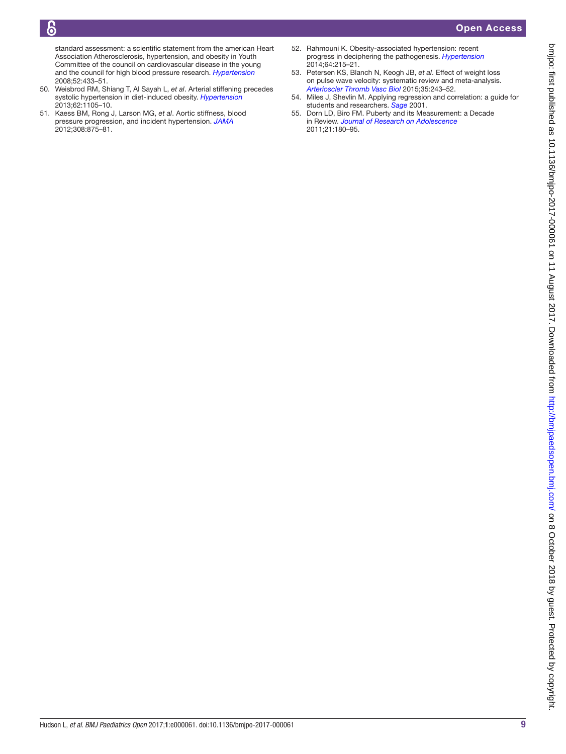standard assessment: a scientific statement from the american Heart Association Atherosclerosis, hypertension, and obesity in Youth Committee of the council on cardiovascular disease in the young and the council for high blood pressure research. *Hypertension* 2008;52:433–51.

50. Weisbrod RM, Shiang T, Al Sayah L, *et al*. Arterial stiffening precedes systolic hypertension in diet-induced obesity. *Hypertension* 2013;62:1105–10.
51. Kaess BM, Rong J, Larson MG, *et al*. Aortic stiffness, blood pressure progression, and incident hypertension. *JAMA* 2012;308:875–81.
52. Rahmouni K. Obesity-associated hypertension: recent progress in deciphering the pathogenesis. *Hypertension* 2014;64:215–21.
53. Petersen KS, Blanch N, Keogh JB, *et al*. Effect of weight loss on pulse wave velocity: systematic review and meta-analysis. *Arterioscler Thromb Vasc Biol* 2015;35:243–52.
54. Miles J, Shevlin M. Applying regression and correlation: a guide for students and researchers. *Sage* 2001.
55. Dorn LD, Biro FM. Puberty and its Measurement: a Decade in Review. *Journal of Research on Adolescence* 2011;21:180–95.